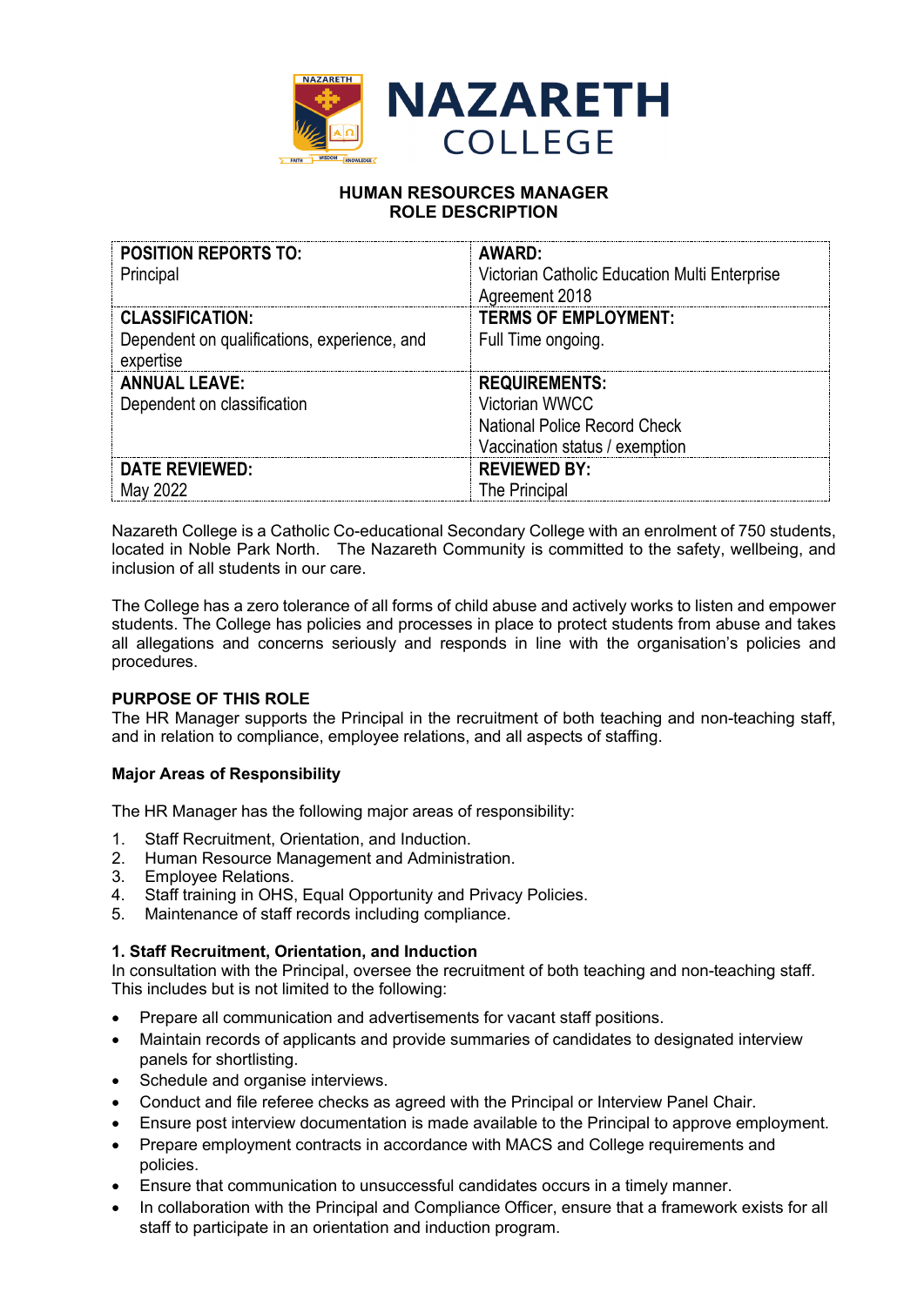# NAZARETH COLLEGE

## HUMAN RESOURCES MANAGER
## ROLE DESCRIPTION

| | |
|---|---|
| **POSITION REPORTS TO:**<br>Principal | **AWARD:**<br>Victorian Catholic Education Multi Enterprise Agreement 2018 |
| **CLASSIFICATION:**<br>Dependent on qualifications, experience, and expertise | **TERMS OF EMPLOYMENT:**<br>Full Time ongoing. |
| **ANNUAL LEAVE:**<br>Dependent on classification | **REQUIREMENTS:**<br>Victorian WWCC<br>National Police Record Check<br>Vaccination status / exemption |
| **DATE REVIEWED:**<br>May 2022 | **REVIEWED BY:**<br>The Principal |

Nazareth College is a Catholic Co-educational Secondary College with an enrolment of 750 students, located in Noble Park North. The Nazareth Community is committed to the safety, wellbeing, and inclusion of all students in our care.

The College has a zero tolerance of all forms of child abuse and actively works to listen and empower students. The College has policies and processes in place to protect students from abuse and takes all allegations and concerns seriously and responds in line with the organisation's policies and procedures.

### PURPOSE OF THIS ROLE

The HR Manager supports the Principal in the recruitment of both teaching and non-teaching staff, and in relation to compliance, employee relations, and all aspects of staffing.

### Major Areas of Responsibility

The HR Manager has the following major areas of responsibility:

1. Staff Recruitment, Orientation, and Induction.
2. Human Resource Management and Administration.
3. Employee Relations.
4. Staff training in OHS, Equal Opportunity and Privacy Policies.
5. Maintenance of staff records including compliance.

### 1. Staff Recruitment, Orientation, and Induction

In consultation with the Principal, oversee the recruitment of both teaching and non-teaching staff. This includes but is not limited to the following:

- Prepare all communication and advertisements for vacant staff positions.
- Maintain records of applicants and provide summaries of candidates to designated interview panels for shortlisting.
- Schedule and organise interviews.
- Conduct and file referee checks as agreed with the Principal or Interview Panel Chair.
- Ensure post interview documentation is made available to the Principal to approve employment.
- Prepare employment contracts in accordance with MACS and College requirements and policies.
- Ensure that communication to unsuccessful candidates occurs in a timely manner.
- In collaboration with the Principal and Compliance Officer, ensure that a framework exists for all staff to participate in an orientation and induction program.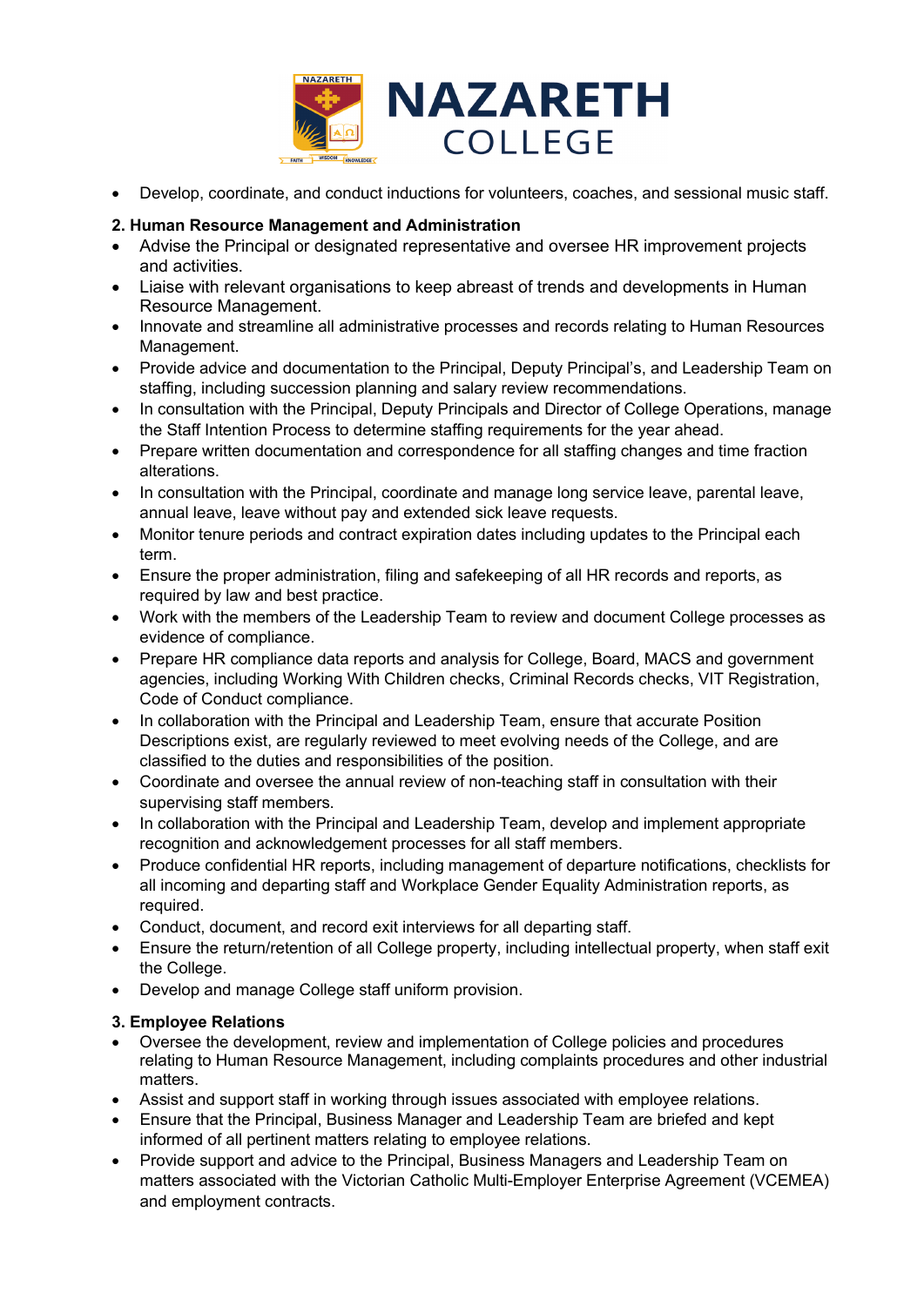- Develop, coordinate, and conduct inductions for volunteers, coaches, and sessional music staff.

**2. Human Resource Management and Administration**

- Advise the Principal or designated representative and oversee HR improvement projects and activities.
- Liaise with relevant organisations to keep abreast of trends and developments in Human Resource Management.
- Innovate and streamline all administrative processes and records relating to Human Resources Management.
- Provide advice and documentation to the Principal, Deputy Principal's, and Leadership Team on staffing, including succession planning and salary review recommendations.
- In consultation with the Principal, Deputy Principals and Director of College Operations, manage the Staff Intention Process to determine staffing requirements for the year ahead.
- Prepare written documentation and correspondence for all staffing changes and time fraction alterations.
- In consultation with the Principal, coordinate and manage long service leave, parental leave, annual leave, leave without pay and extended sick leave requests.
- Monitor tenure periods and contract expiration dates including updates to the Principal each term.
- Ensure the proper administration, filing and safekeeping of all HR records and reports, as required by law and best practice.
- Work with the members of the Leadership Team to review and document College processes as evidence of compliance.
- Prepare HR compliance data reports and analysis for College, Board, MACS and government agencies, including Working With Children checks, Criminal Records checks, VIT Registration, Code of Conduct compliance.
- In collaboration with the Principal and Leadership Team, ensure that accurate Position Descriptions exist, are regularly reviewed to meet evolving needs of the College, and are classified to the duties and responsibilities of the position.
- Coordinate and oversee the annual review of non-teaching staff in consultation with their supervising staff members.
- In collaboration with the Principal and Leadership Team, develop and implement appropriate recognition and acknowledgement processes for all staff members.
- Produce confidential HR reports, including management of departure notifications, checklists for all incoming and departing staff and Workplace Gender Equality Administration reports, as required.
- Conduct, document, and record exit interviews for all departing staff.
- Ensure the return/retention of all College property, including intellectual property, when staff exit the College.
- Develop and manage College staff uniform provision.

**3. Employee Relations**

- Oversee the development, review and implementation of College policies and procedures relating to Human Resource Management, including complaints procedures and other industrial matters.
- Assist and support staff in working through issues associated with employee relations.
- Ensure that the Principal, Business Manager and Leadership Team are briefed and kept informed of all pertinent matters relating to employee relations.
- Provide support and advice to the Principal, Business Managers and Leadership Team on matters associated with the Victorian Catholic Multi-Employer Enterprise Agreement (VCEMEA) and employment contracts.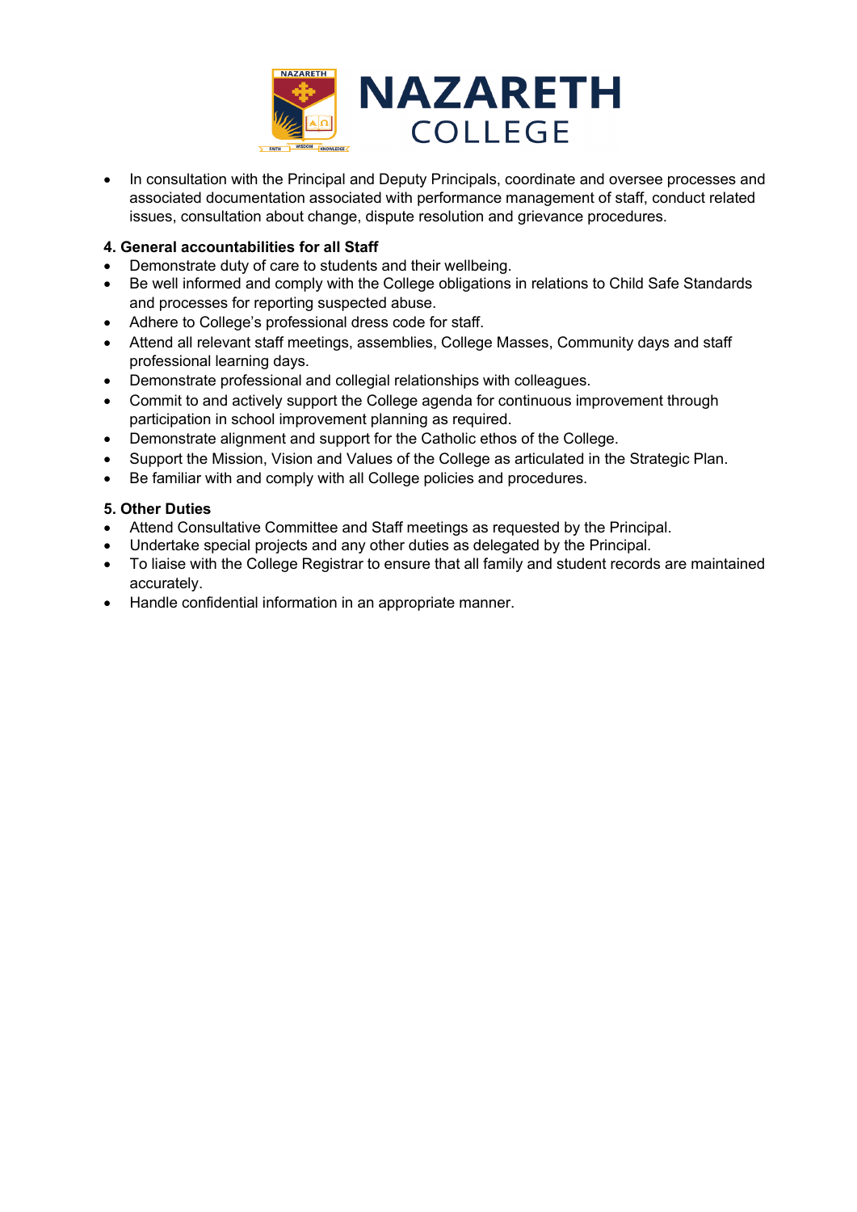- In consultation with the Principal and Deputy Principals, coordinate and oversee processes and associated documentation associated with performance management of staff, conduct related issues, consultation about change, dispute resolution and grievance procedures.

**4. General accountabilities for all Staff**

- Demonstrate duty of care to students and their wellbeing.
- Be well informed and comply with the College obligations in relations to Child Safe Standards and processes for reporting suspected abuse.
- Adhere to College's professional dress code for staff.
- Attend all relevant staff meetings, assemblies, College Masses, Community days and staff professional learning days.
- Demonstrate professional and collegial relationships with colleagues.
- Commit to and actively support the College agenda for continuous improvement through participation in school improvement planning as required.
- Demonstrate alignment and support for the Catholic ethos of the College.
- Support the Mission, Vision and Values of the College as articulated in the Strategic Plan.
- Be familiar with and comply with all College policies and procedures.

**5. Other Duties**

- Attend Consultative Committee and Staff meetings as requested by the Principal.
- Undertake special projects and any other duties as delegated by the Principal.
- To liaise with the College Registrar to ensure that all family and student records are maintained accurately.
- Handle confidential information in an appropriate manner.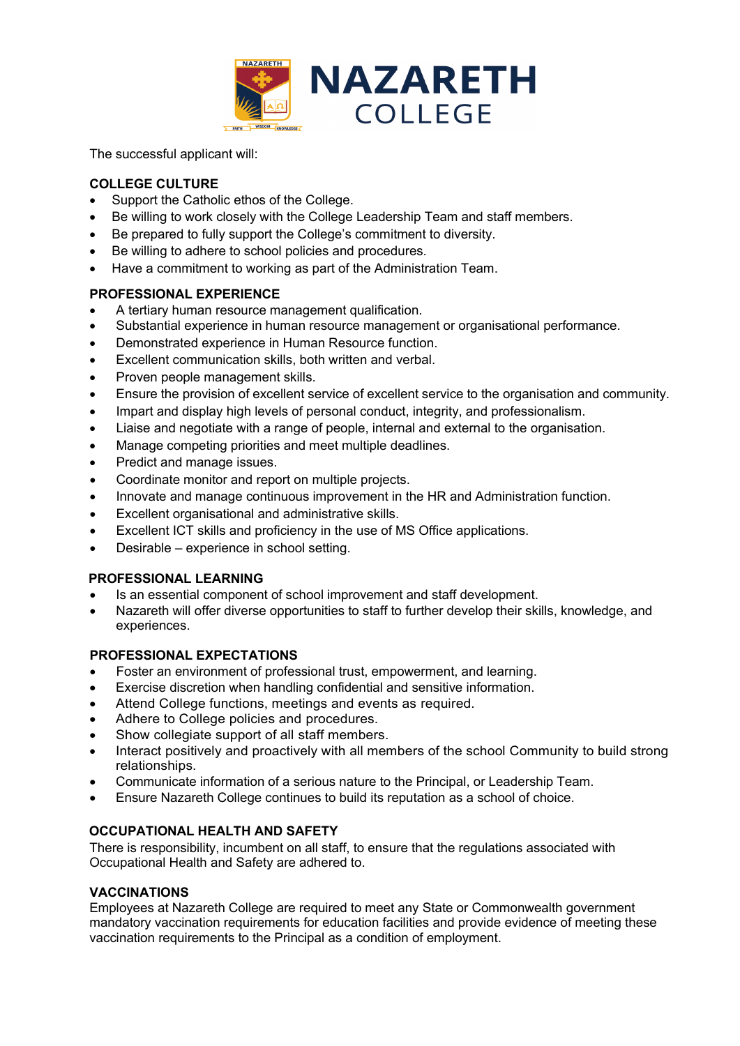The successful applicant will:

## COLLEGE CULTURE

- Support the Catholic ethos of the College.
- Be willing to work closely with the College Leadership Team and staff members.
- Be prepared to fully support the College's commitment to diversity.
- Be willing to adhere to school policies and procedures.
- Have a commitment to working as part of the Administration Team.

## PROFESSIONAL EXPERIENCE

- A tertiary human resource management qualification.
- Substantial experience in human resource management or organisational performance.
- Demonstrated experience in Human Resource function.
- Excellent communication skills, both written and verbal.
- Proven people management skills.
- Ensure the provision of excellent service of excellent service to the organisation and community.
- Impart and display high levels of personal conduct, integrity, and professionalism.
- Liaise and negotiate with a range of people, internal and external to the organisation.
- Manage competing priorities and meet multiple deadlines.
- Predict and manage issues.
- Coordinate monitor and report on multiple projects.
- Innovate and manage continuous improvement in the HR and Administration function.
- Excellent organisational and administrative skills.
- Excellent ICT skills and proficiency in the use of MS Office applications.
- Desirable – experience in school setting.

## PROFESSIONAL LEARNING

- Is an essential component of school improvement and staff development.
- Nazareth will offer diverse opportunities to staff to further develop their skills, knowledge, and experiences.

## PROFESSIONAL EXPECTATIONS

- Foster an environment of professional trust, empowerment, and learning.
- Exercise discretion when handling confidential and sensitive information.
- Attend College functions, meetings and events as required.
- Adhere to College policies and procedures.
- Show collegiate support of all staff members.
- Interact positively and proactively with all members of the school Community to build strong relationships.
- Communicate information of a serious nature to the Principal, or Leadership Team.
- Ensure Nazareth College continues to build its reputation as a school of choice.

## OCCUPATIONAL HEALTH AND SAFETY

There is responsibility, incumbent on all staff, to ensure that the regulations associated with Occupational Health and Safety are adhered to.

## VACCINATIONS

Employees at Nazareth College are required to meet any State or Commonwealth government mandatory vaccination requirements for education facilities and provide evidence of meeting these vaccination requirements to the Principal as a condition of employment.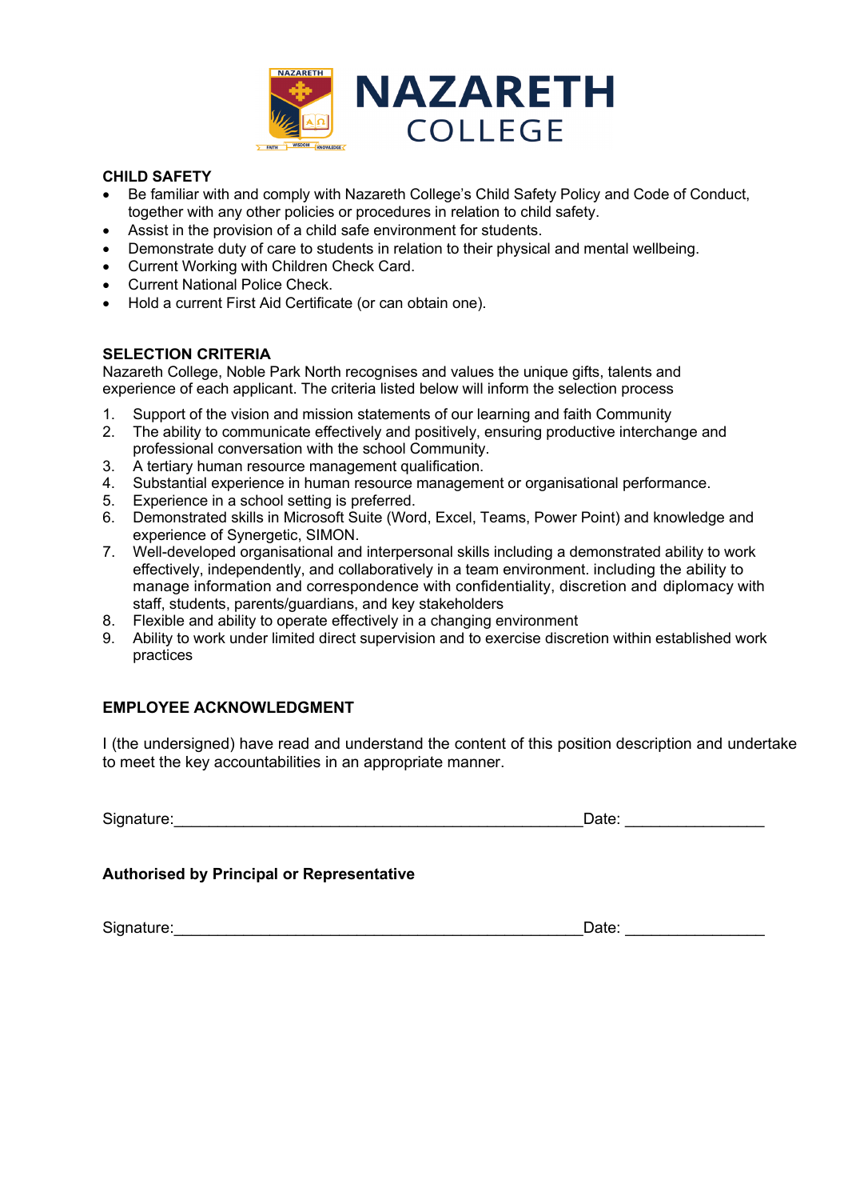## CHILD SAFETY

- Be familiar with and comply with Nazareth College's Child Safety Policy and Code of Conduct, together with any other policies or procedures in relation to child safety.
- Assist in the provision of a child safe environment for students.
- Demonstrate duty of care to students in relation to their physical and mental wellbeing.
- Current Working with Children Check Card.
- Current National Police Check.
- Hold a current First Aid Certificate (or can obtain one).

## SELECTION CRITERIA

Nazareth College, Noble Park North recognises and values the unique gifts, talents and experience of each applicant. The criteria listed below will inform the selection process

1. Support of the vision and mission statements of our learning and faith Community
2. The ability to communicate effectively and positively, ensuring productive interchange and professional conversation with the school Community.
3. A tertiary human resource management qualification.
4. Substantial experience in human resource management or organisational performance.
5. Experience in a school setting is preferred.
6. Demonstrated skills in Microsoft Suite (Word, Excel, Teams, Power Point) and knowledge and experience of Synergetic, SIMON.
7. Well-developed organisational and interpersonal skills including a demonstrated ability to work effectively, independently, and collaboratively in a team environment. including the ability to manage information and correspondence with confidentiality, discretion and diplomacy with staff, students, parents/guardians, and key stakeholders
8. Flexible and ability to operate effectively in a changing environment
9. Ability to work under limited direct supervision and to exercise discretion within established work practices

## EMPLOYEE ACKNOWLEDGMENT

I (the undersigned) have read and understand the content of this position description and undertake to meet the key accountabilities in an appropriate manner.

Signature:_______________________________________________Date: _______________

**Authorised by Principal or Representative**

Signature:_______________________________________________Date: _______________